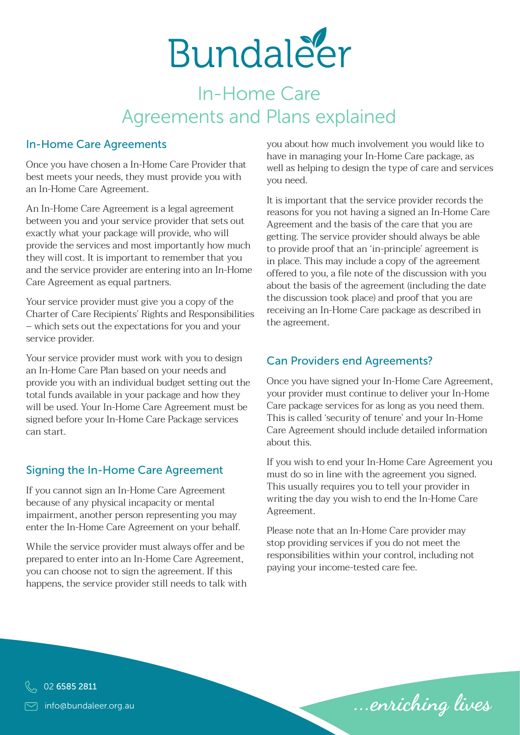# Bundaleer

# In-Home Care Agreements and Plans explained

## In-Home Care Agreements

Once you have chosen a In-Home Care Provider that best meets your needs, they must provide you with an In-Home Care Agreement.

An In-Home Care Agreement is a legal agreement between you and your service provider that sets out exactly what your package will provide, who will provide the services and most importantly how much they will cost. It is important to remember that you and the service provider are entering into an In-Home Care Agreement as equal partners.

Your service provider must give you a copy of the Charter of Care Recipients' Rights and Responsibilities – which sets out the expectations for you and your service provider.

Your service provider must work with you to design an In-Home Care Plan based on your needs and provide you with an individual budget setting out the total funds available in your package and how they will be used. Your In-Home Care Agreement must be signed before your In-Home Care Package services can start.

## Signing the In-Home Care Agreement

If you cannot sign an In-Home Care Agreement because of any physical incapacity or mental impairment, another person representing you may enter the In-Home Care Agreement on your behalf.

While the service provider must always offer and be prepared to enter into an In-Home Care Agreement, you can choose not to sign the agreement. If this happens, the service provider still needs to talk with you about how much involvement you would like to have in managing your In-Home Care package, as well as helping to design the type of care and services you need.

It is important that the service provider records the reasons for you not having a signed an In-Home Care Agreement and the basis of the care that you are getting. The service provider should always be able to provide proof that an 'in-principle' agreement is in place. This may include a copy of the agreement offered to you, a file note of the discussion with you about the basis of the agreement (including the date the discussion took place) and proof that you are receiving an In-Home Care package as described in the agreement.

## Can Providers end Agreements?

Once you have signed your In-Home Care Agreement, your provider must continue to deliver your In-Home Care package services for as long as you need them. This is called 'security of tenure' and your In-Home Care Agreement should include detailed information about this.

If you wish to end your In-Home Care Agreement you must do so in line with the agreement you signed. This usually requires you to tell your provider in writing the day you wish to end the In-Home Care Agreement.

Please note that an In-Home Care provider may stop providing services if you do not meet the responsibilities within your control, including not paying your income-tested care fee.

02 6585 2811

info@bundaleer.org.au

*...enriching lives*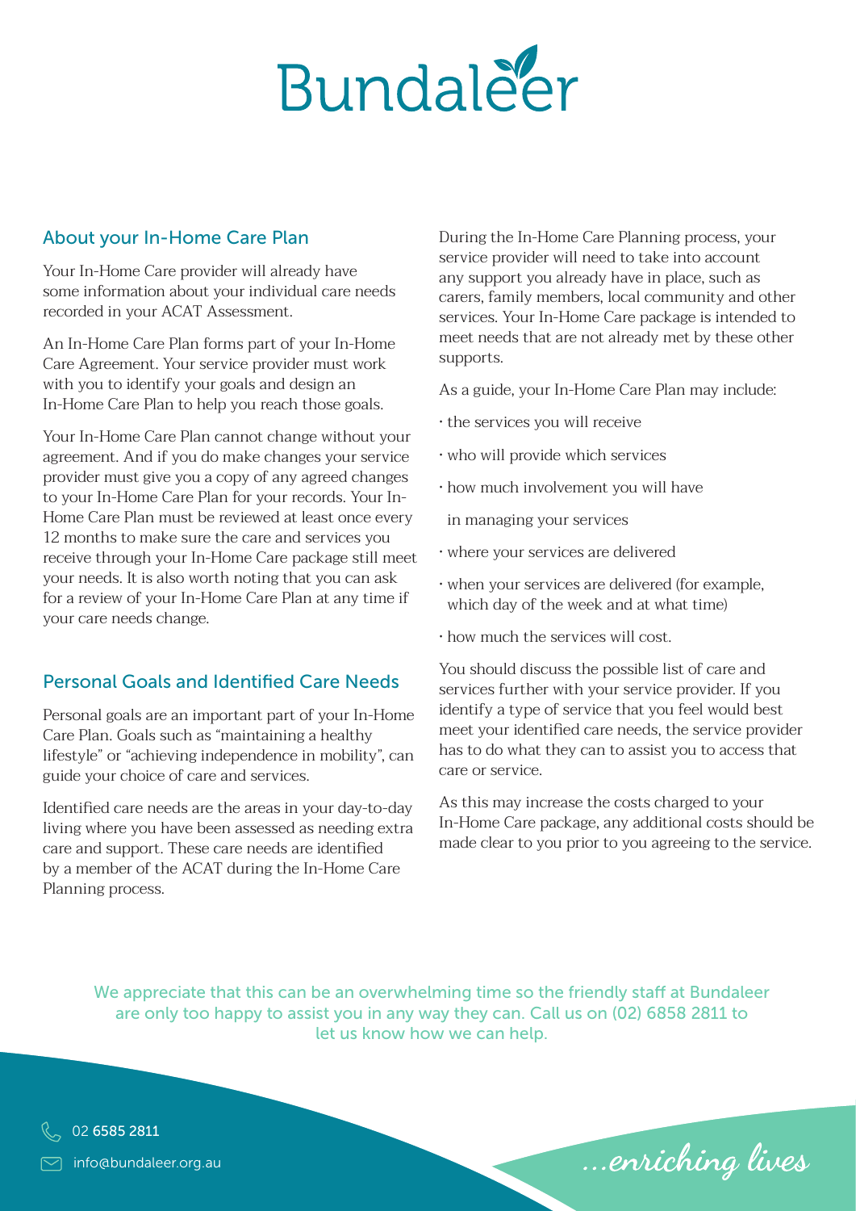# Bundaleer

## About your In-Home Care Plan

Your In-Home Care provider will already have some information about your individual care needs recorded in your ACAT Assessment.

An In-Home Care Plan forms part of your In-Home Care Agreement. Your service provider must work with you to identify your goals and design an In-Home Care Plan to help you reach those goals.

Your In-Home Care Plan cannot change without your agreement. And if you do make changes your service provider must give you a copy of any agreed changes to your In-Home Care Plan for your records. Your In-Home Care Plan must be reviewed at least once every 12 months to make sure the care and services you receive through your In-Home Care package still meet your needs. It is also worth noting that you can ask for a review of your In-Home Care Plan at any time if your care needs change.

## Personal Goals and Identified Care Needs

Personal goals are an important part of your In-Home Care Plan. Goals such as "maintaining a healthy lifestyle" or "achieving independence in mobility", can guide your choice of care and services.

Identified care needs are the areas in your day-to-day living where you have been assessed as needing extra care and support. These care needs are identified by a member of the ACAT during the In-Home Care Planning process.

During the In-Home Care Planning process, your service provider will need to take into account any support you already have in place, such as carers, family members, local community and other services. Your In-Home Care package is intended to meet needs that are not already met by these other supports.

As a guide, your In-Home Care Plan may include:

- the services you will receive
- who will provide which services
- how much involvement you will have in managing your services
- where your services are delivered
- when your services are delivered (for example, which day of the week and at what time)
- how much the services will cost.

You should discuss the possible list of care and services further with your service provider. If you identify a type of service that you feel would best meet your identified care needs, the service provider has to do what they can to assist you to access that care or service.

As this may increase the costs charged to your In-Home Care package, any additional costs should be made clear to you prior to you agreeing to the service.

We appreciate that this can be an overwhelming time so the friendly staff at Bundaleer are only too happy to assist you in any way they can. Call us on (02) 6858 2811 to let us know how we can help.

02 6585 2811

info@bundaleer.org.au

...enriching lives